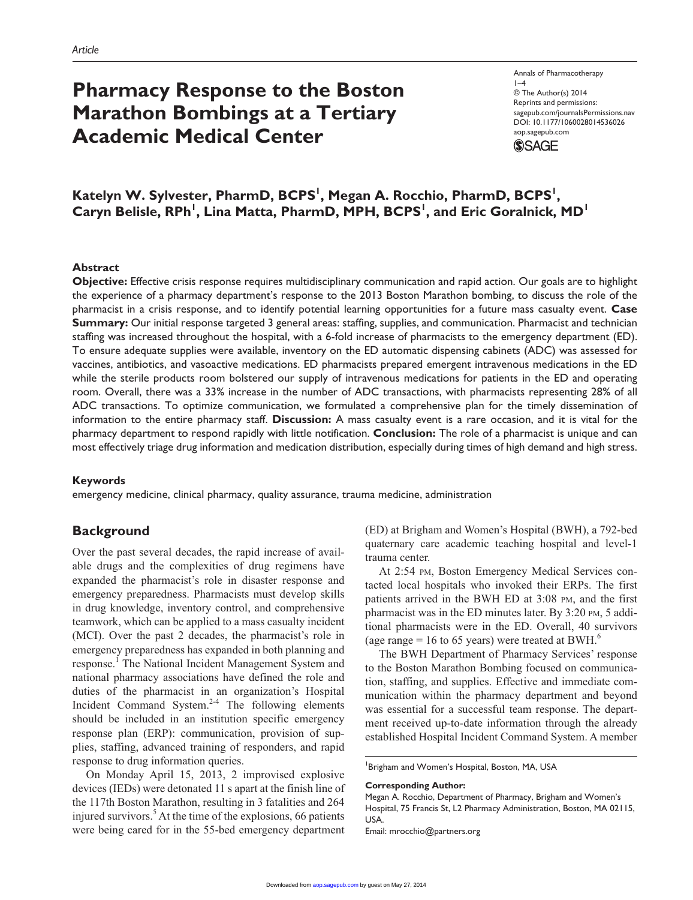*Article*

# Pharmacy Response to the Boston Marathon Bombings at a Tertiary Academic Medical Center

Annals of Pharmacotherapy
© The Author(s) 2014
Reprints and permissions: sagepub.com/journalsPermissions.nav
DOI: 10.1177/1060028014536026
aop.sagepub.com

**Katelyn W. Sylvester, PharmD, BCPS[1], Megan A. Rocchio, PharmD, BCPS[1], Caryn Belisle, RPh[1], Lina Matta, PharmD, MPH, BCPS[1], and Eric Goralnick, MD[1]**

### Abstract

**Objective:** Effective crisis response requires multidisciplinary communication and rapid action. Our goals are to highlight the experience of a pharmacy department's response to the 2013 Boston Marathon bombing, to discuss the role of the pharmacist in a crisis response, and to identify potential learning opportunities for a future mass casualty event. **Case Summary:** Our initial response targeted 3 general areas: staffing, supplies, and communication. Pharmacist and technician staffing was increased throughout the hospital, with a 6-fold increase of pharmacists to the emergency department (ED). To ensure adequate supplies were available, inventory on the ED automatic dispensing cabinets (ADC) was assessed for vaccines, antibiotics, and vasoactive medications. ED pharmacists prepared emergent intravenous medications in the ED while the sterile products room bolstered our supply of intravenous medications for patients in the ED and operating room. Overall, there was a 33% increase in the number of ADC transactions, with pharmacists representing 28% of all ADC transactions. To optimize communication, we formulated a comprehensive plan for the timely dissemination of information to the entire pharmacy staff. **Discussion:** A mass casualty event is a rare occasion, and it is vital for the pharmacy department to respond rapidly with little notification. **Conclusion:** The role of a pharmacist is unique and can most effectively triage drug information and medication distribution, especially during times of high demand and high stress.

### Keywords

emergency medicine, clinical pharmacy, quality assurance, trauma medicine, administration

## Background

Over the past several decades, the rapid increase of available drugs and the complexities of drug regimens have expanded the pharmacist's role in disaster response and emergency preparedness. Pharmacists must develop skills in drug knowledge, inventory control, and comprehensive teamwork, which can be applied to a mass casualty incident (MCI). Over the past 2 decades, the pharmacist's role in emergency preparedness has expanded in both planning and response.[1] The National Incident Management System and national pharmacy associations have defined the role and duties of the pharmacist in an organization's Hospital Incident Command System.[2-4] The following elements should be included in an institution specific emergency response plan (ERP): communication, provision of supplies, staffing, advanced training of responders, and rapid response to drug information queries.

On Monday April 15, 2013, 2 improvised explosive devices (IEDs) were detonated 11 s apart at the finish line of the 117th Boston Marathon, resulting in 3 fatalities and 264 injured survivors.[5] At the time of the explosions, 66 patients were being cared for in the 55-bed emergency department (ED) at Brigham and Women's Hospital (BWH), a 792-bed quaternary care academic teaching hospital and level-1 trauma center.

At 2:54 PM, Boston Emergency Medical Services contacted local hospitals who invoked their ERPs. The first patients arrived in the BWH ED at 3:08 PM, and the first pharmacist was in the ED minutes later. By 3:20 PM, 5 additional pharmacists were in the ED. Overall, 40 survivors (age range = 16 to 65 years) were treated at BWH.[6]

The BWH Department of Pharmacy Services' response to the Boston Marathon Bombing focused on communication, staffing, and supplies. Effective and immediate communication within the pharmacy department and beyond was essential for a successful team response. The department received up-to-date information through the already established Hospital Incident Command System. A member

[1]Brigham and Women's Hospital, Boston, MA, USA

**Corresponding Author:**
Megan A. Rocchio, Department of Pharmacy, Brigham and Women's Hospital, 75 Francis St, L2 Pharmacy Administration, Boston, MA 02115, USA.
Email: mrocchio@partners.org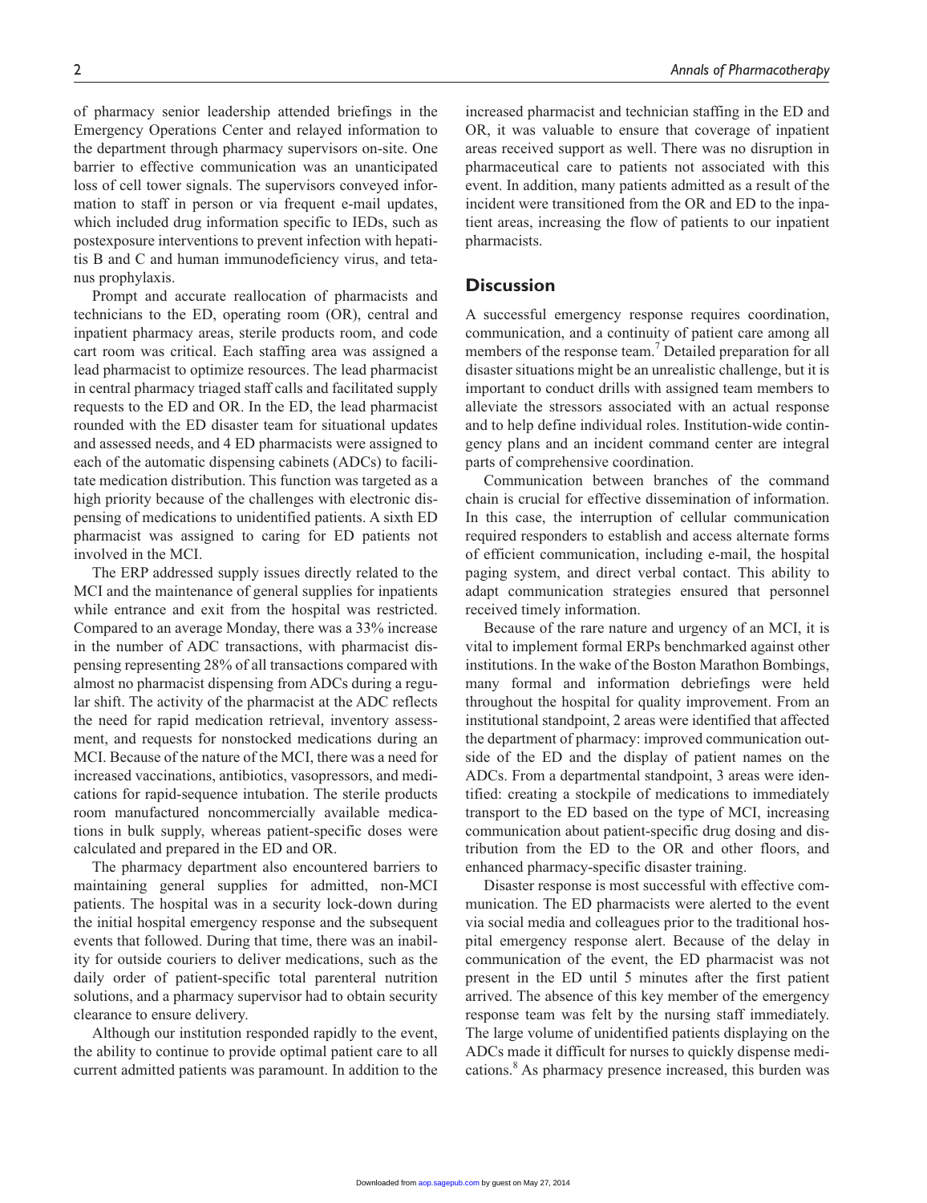of pharmacy senior leadership attended briefings in the Emergency Operations Center and relayed information to the department through pharmacy supervisors on-site. One barrier to effective communication was an unanticipated loss of cell tower signals. The supervisors conveyed information to staff in person or via frequent e-mail updates, which included drug information specific to IEDs, such as postexposure interventions to prevent infection with hepatitis B and C and human immunodeficiency virus, and tetanus prophylaxis.

Prompt and accurate reallocation of pharmacists and technicians to the ED, operating room (OR), central and inpatient pharmacy areas, sterile products room, and code cart room was critical. Each staffing area was assigned a lead pharmacist to optimize resources. The lead pharmacist in central pharmacy triaged staff calls and facilitated supply requests to the ED and OR. In the ED, the lead pharmacist rounded with the ED disaster team for situational updates and assessed needs, and 4 ED pharmacists were assigned to each of the automatic dispensing cabinets (ADCs) to facilitate medication distribution. This function was targeted as a high priority because of the challenges with electronic dispensing of medications to unidentified patients. A sixth ED pharmacist was assigned to caring for ED patients not involved in the MCI.

The ERP addressed supply issues directly related to the MCI and the maintenance of general supplies for inpatients while entrance and exit from the hospital was restricted. Compared to an average Monday, there was a 33% increase in the number of ADC transactions, with pharmacist dispensing representing 28% of all transactions compared with almost no pharmacist dispensing from ADCs during a regular shift. The activity of the pharmacist at the ADC reflects the need for rapid medication retrieval, inventory assessment, and requests for nonstocked medications during an MCI. Because of the nature of the MCI, there was a need for increased vaccinations, antibiotics, vasopressors, and medications for rapid-sequence intubation. The sterile products room manufactured noncommercially available medications in bulk supply, whereas patient-specific doses were calculated and prepared in the ED and OR.

The pharmacy department also encountered barriers to maintaining general supplies for admitted, non-MCI patients. The hospital was in a security lock-down during the initial hospital emergency response and the subsequent events that followed. During that time, there was an inability for outside couriers to deliver medications, such as the daily order of patient-specific total parenteral nutrition solutions, and a pharmacy supervisor had to obtain security clearance to ensure delivery.

Although our institution responded rapidly to the event, the ability to continue to provide optimal patient care to all current admitted patients was paramount. In addition to the increased pharmacist and technician staffing in the ED and OR, it was valuable to ensure that coverage of inpatient areas received support as well. There was no disruption in pharmaceutical care to patients not associated with this event. In addition, many patients admitted as a result of the incident were transitioned from the OR and ED to the inpatient areas, increasing the flow of patients to our inpatient pharmacists.

## Discussion

A successful emergency response requires coordination, communication, and a continuity of patient care among all members of the response team.[7] Detailed preparation for all disaster situations might be an unrealistic challenge, but it is important to conduct drills with assigned team members to alleviate the stressors associated with an actual response and to help define individual roles. Institution-wide contingency plans and an incident command center are integral parts of comprehensive coordination.

Communication between branches of the command chain is crucial for effective dissemination of information. In this case, the interruption of cellular communication required responders to establish and access alternate forms of efficient communication, including e-mail, the hospital paging system, and direct verbal contact. This ability to adapt communication strategies ensured that personnel received timely information.

Because of the rare nature and urgency of an MCI, it is vital to implement formal ERPs benchmarked against other institutions. In the wake of the Boston Marathon Bombings, many formal and information debriefings were held throughout the hospital for quality improvement. From an institutional standpoint, 2 areas were identified that affected the department of pharmacy: improved communication outside of the ED and the display of patient names on the ADCs. From a departmental standpoint, 3 areas were identified: creating a stockpile of medications to immediately transport to the ED based on the type of MCI, increasing communication about patient-specific drug dosing and distribution from the ED to the OR and other floors, and enhanced pharmacy-specific disaster training.

Disaster response is most successful with effective communication. The ED pharmacists were alerted to the event via social media and colleagues prior to the traditional hospital emergency response alert. Because of the delay in communication of the event, the ED pharmacist was not present in the ED until 5 minutes after the first patient arrived. The absence of this key member of the emergency response team was felt by the nursing staff immediately. The large volume of unidentified patients displaying on the ADCs made it difficult for nurses to quickly dispense medications.[8] As pharmacy presence increased, this burden was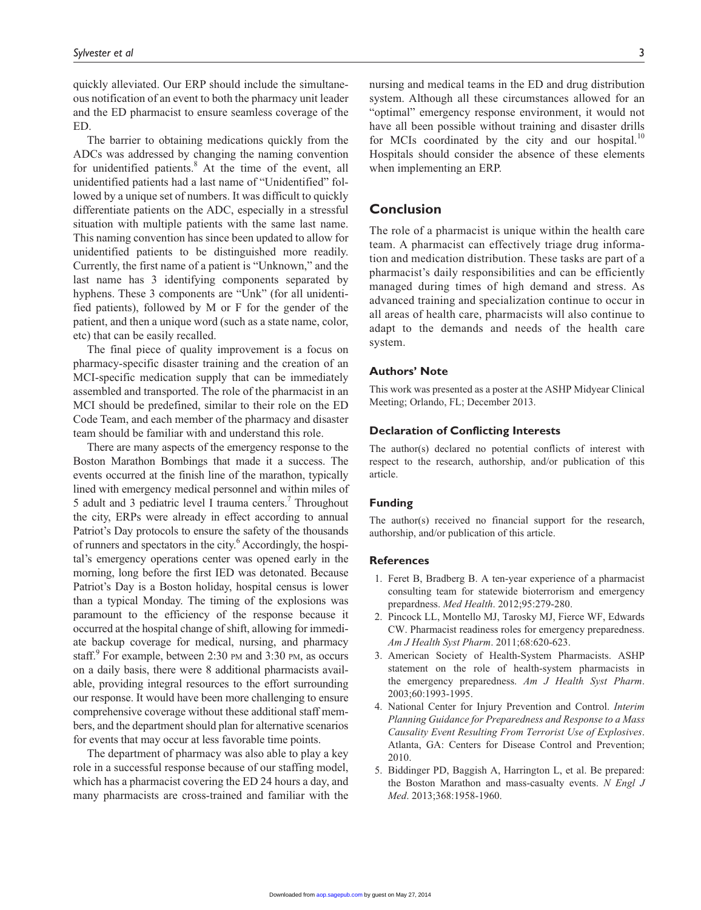quickly alleviated. Our ERP should include the simultaneous notification of an event to both the pharmacy unit leader and the ED pharmacist to ensure seamless coverage of the ED.

The barrier to obtaining medications quickly from the ADCs was addressed by changing the naming convention for unidentified patients.[8] At the time of the event, all unidentified patients had a last name of "Unidentified" followed by a unique set of numbers. It was difficult to quickly differentiate patients on the ADC, especially in a stressful situation with multiple patients with the same last name. This naming convention has since been updated to allow for unidentified patients to be distinguished more readily. Currently, the first name of a patient is "Unknown," and the last name has 3 identifying components separated by hyphens. These 3 components are "Unk" (for all unidentified patients), followed by M or F for the gender of the patient, and then a unique word (such as a state name, color, etc) that can be easily recalled.

The final piece of quality improvement is a focus on pharmacy-specific disaster training and the creation of an MCI-specific medication supply that can be immediately assembled and transported. The role of the pharmacist in an MCI should be predefined, similar to their role on the ED Code Team, and each member of the pharmacy and disaster team should be familiar with and understand this role.

There are many aspects of the emergency response to the Boston Marathon Bombings that made it a success. The events occurred at the finish line of the marathon, typically lined with emergency medical personnel and within miles of 5 adult and 3 pediatric level I trauma centers.[7] Throughout the city, ERPs were already in effect according to annual Patriot's Day protocols to ensure the safety of the thousands of runners and spectators in the city.[6] Accordingly, the hospital's emergency operations center was opened early in the morning, long before the first IED was detonated. Because Patriot's Day is a Boston holiday, hospital census is lower than a typical Monday. The timing of the explosions was paramount to the efficiency of the response because it occurred at the hospital change of shift, allowing for immediate backup coverage for medical, nursing, and pharmacy staff.[9] For example, between 2:30 PM and 3:30 PM, as occurs on a daily basis, there were 8 additional pharmacists available, providing integral resources to the effort surrounding our response. It would have been more challenging to ensure comprehensive coverage without these additional staff members, and the department should plan for alternative scenarios for events that may occur at less favorable time points.

The department of pharmacy was also able to play a key role in a successful response because of our staffing model, which has a pharmacist covering the ED 24 hours a day, and many pharmacists are cross-trained and familiar with the nursing and medical teams in the ED and drug distribution system. Although all these circumstances allowed for an "optimal" emergency response environment, it would not have all been possible without training and disaster drills for MCIs coordinated by the city and our hospital.[10] Hospitals should consider the absence of these elements when implementing an ERP.

## Conclusion

The role of a pharmacist is unique within the health care team. A pharmacist can effectively triage drug information and medication distribution. These tasks are part of a pharmacist's daily responsibilities and can be efficiently managed during times of high demand and stress. As advanced training and specialization continue to occur in all areas of health care, pharmacists will also continue to adapt to the demands and needs of the health care system.

### Authors' Note

This work was presented as a poster at the ASHP Midyear Clinical Meeting; Orlando, FL; December 2013.

### Declaration of Conflicting Interests

The author(s) declared no potential conflicts of interest with respect to the research, authorship, and/or publication of this article.

### Funding

The author(s) received no financial support for the research, authorship, and/or publication of this article.

### References

1. Feret B, Bradberg B. A ten-year experience of a pharmacist consulting team for statewide bioterrorism and emergency prepardness. *Med Health*. 2012;95:279-280.
2. Pincock LL, Montello MJ, Tarosky MJ, Fierce WF, Edwards CW. Pharmacist readiness roles for emergency preparedness. *Am J Health Syst Pharm*. 2011;68:620-623.
3. American Society of Health-System Pharmacists. ASHP statement on the role of health-system pharmacists in the emergency preparedness. *Am J Health Syst Pharm*. 2003;60:1993-1995.
4. National Center for Injury Prevention and Control. *Interim Planning Guidance for Preparedness and Response to a Mass Causality Event Resulting From Terrorist Use of Explosives*. Atlanta, GA: Centers for Disease Control and Prevention; 2010.
5. Biddinger PD, Baggish A, Harrington L, et al. Be prepared: the Boston Marathon and mass-casualty events. *N Engl J Med*. 2013;368:1958-1960.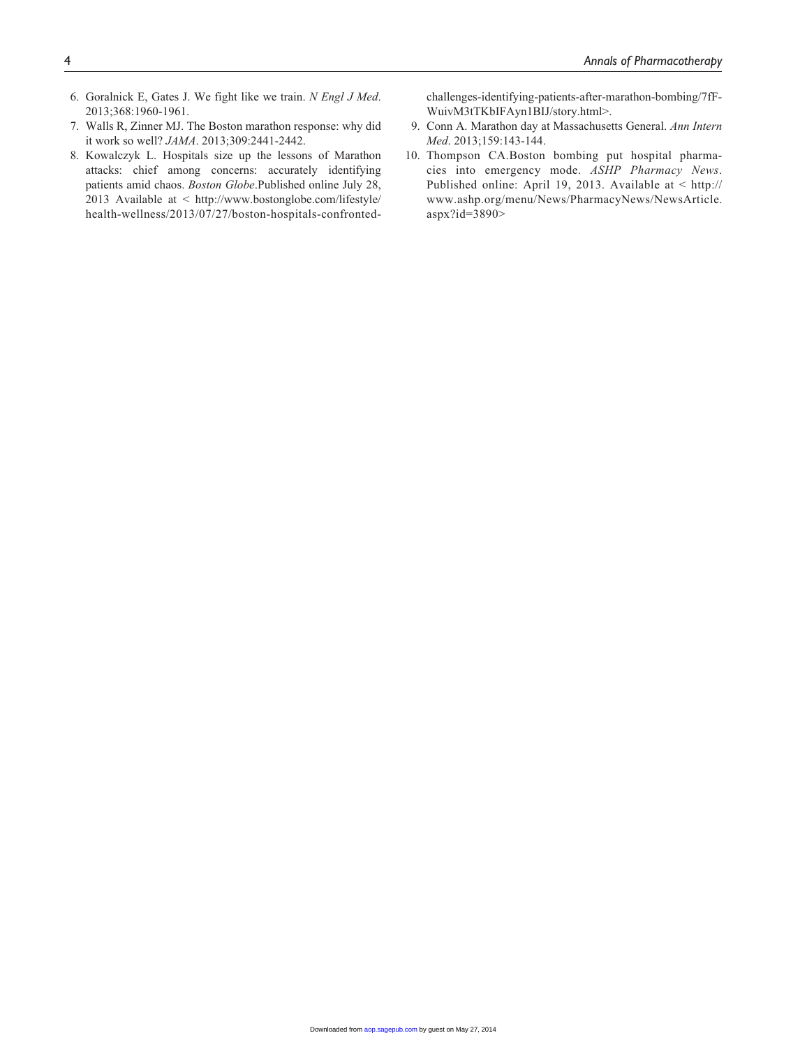6. Goralnick E, Gates J. We fight like we train. *N Engl J Med*. 2013;368:1960-1961.
7. Walls R, Zinner MJ. The Boston marathon response: why did it work so well? *JAMA*. 2013;309:2441-2442.
8. Kowalczyk L. Hospitals size up the lessons of Marathon attacks: chief among concerns: accurately identifying patients amid chaos. *Boston Globe*.Published online July 28, 2013 Available at < http://www.bostonglobe.com/lifestyle/health-wellness/2013/07/27/boston-hospitals-confronted-challenges-identifying-patients-after-marathon-bombing/7fF-WuivM3tTKbIFAyn1BIJ/story.html>.
9. Conn A. Marathon day at Massachusetts General. *Ann Intern Med*. 2013;159:143-144.
10. Thompson CA.Boston bombing put hospital pharmacies into emergency mode. *ASHP Pharmacy News*. Published online: April 19, 2013. Available at < http://www.ashp.org/menu/News/PharmacyNews/NewsArticle.aspx?id=3890>